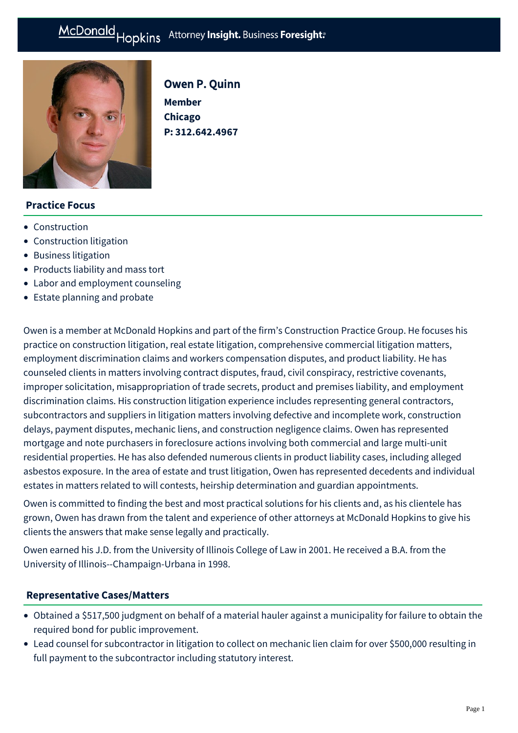# Owen P. Quinn

**Member**
**Chicago**
**P: 312.642.4967**

## Practice Focus

- Construction
- Construction litigation
- Business litigation
- Products liability and mass tort
- Labor and employment counseling
- Estate planning and probate

Owen is a member at McDonald Hopkins and part of the firm's Construction Practice Group. He focuses his practice on construction litigation, real estate litigation, comprehensive commercial litigation matters, employment discrimination claims and workers compensation disputes, and product liability. He has counseled clients in matters involving contract disputes, fraud, civil conspiracy, restrictive covenants, improper solicitation, misappropriation of trade secrets, product and premises liability, and employment discrimination claims. His construction litigation experience includes representing general contractors, subcontractors and suppliers in litigation matters involving defective and incomplete work, construction delays, payment disputes, mechanic liens, and construction negligence claims. Owen has represented mortgage and note purchasers in foreclosure actions involving both commercial and large multi-unit residential properties. He has also defended numerous clients in product liability cases, including alleged asbestos exposure. In the area of estate and trust litigation, Owen has represented decedents and individual estates in matters related to will contests, heirship determination and guardian appointments.

Owen is committed to finding the best and most practical solutions for his clients and, as his clientele has grown, Owen has drawn from the talent and experience of other attorneys at McDonald Hopkins to give his clients the answers that make sense legally and practically.

Owen earned his J.D. from the University of Illinois College of Law in 2001. He received a B.A. from the University of Illinois--Champaign-Urbana in 1998.

## Representative Cases/Matters

- Obtained a $517,500 judgment on behalf of a material hauler against a municipality for failure to obtain the required bond for public improvement.
- Lead counsel for subcontractor in litigation to collect on mechanic lien claim for over $500,000 resulting in full payment to the subcontractor including statutory interest.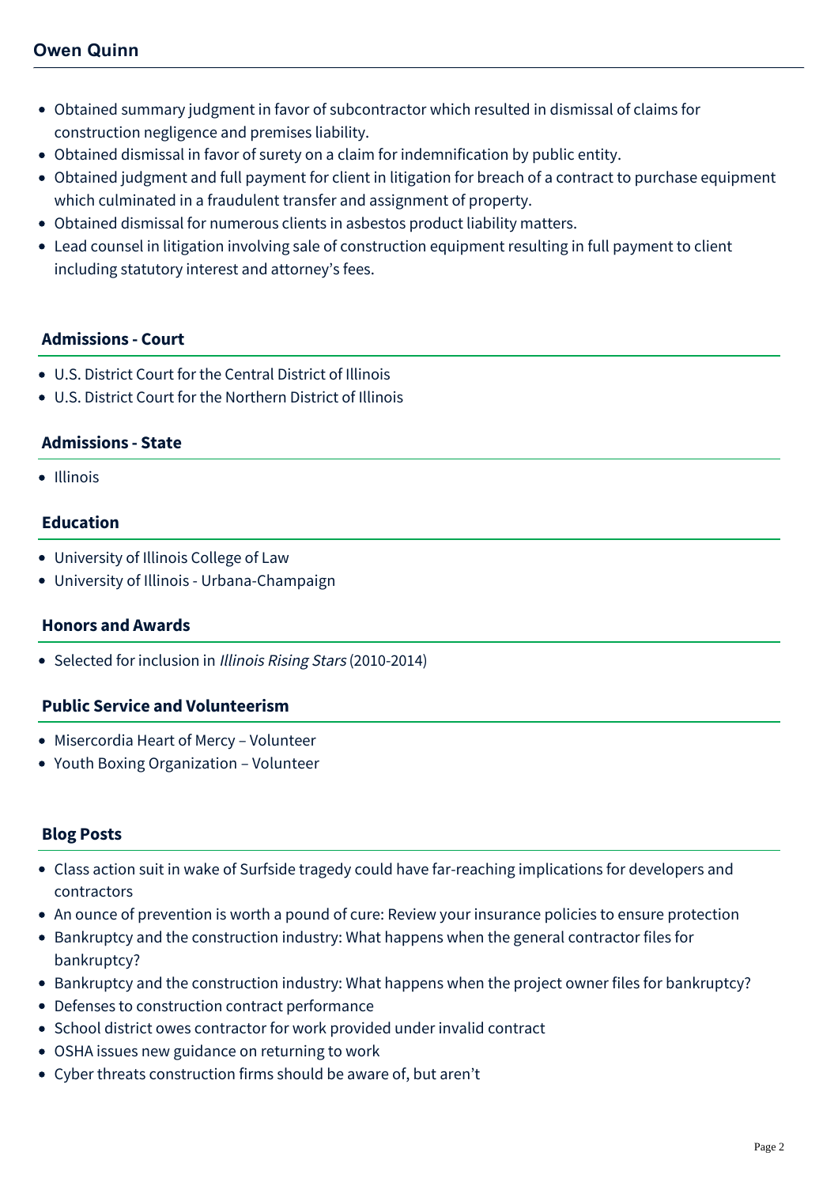- Obtained summary judgment in favor of subcontractor which resulted in dismissal of claims for construction negligence and premises liability.
- Obtained dismissal in favor of surety on a claim for indemnification by public entity.
- Obtained judgment and full payment for client in litigation for breach of a contract to purchase equipment which culminated in a fraudulent transfer and assignment of property.
- Obtained dismissal for numerous clients in asbestos product liability matters.
- Lead counsel in litigation involving sale of construction equipment resulting in full payment to client including statutory interest and attorney's fees.

## Admissions - Court

- U.S. District Court for the Central District of Illinois
- U.S. District Court for the Northern District of Illinois

## Admissions - State

- Illinois

## Education

- University of Illinois College of Law
- University of Illinois - Urbana-Champaign

## Honors and Awards

- Selected for inclusion in *Illinois Rising Stars* (2010-2014)

## Public Service and Volunteerism

- Misercordia Heart of Mercy – Volunteer
- Youth Boxing Organization – Volunteer

## Blog Posts

- Class action suit in wake of Surfside tragedy could have far-reaching implications for developers and contractors
- An ounce of prevention is worth a pound of cure: Review your insurance policies to ensure protection
- Bankruptcy and the construction industry: What happens when the general contractor files for bankruptcy?
- Bankruptcy and the construction industry: What happens when the project owner files for bankruptcy?
- Defenses to construction contract performance
- School district owes contractor for work provided under invalid contract
- OSHA issues new guidance on returning to work
- Cyber threats construction firms should be aware of, but aren't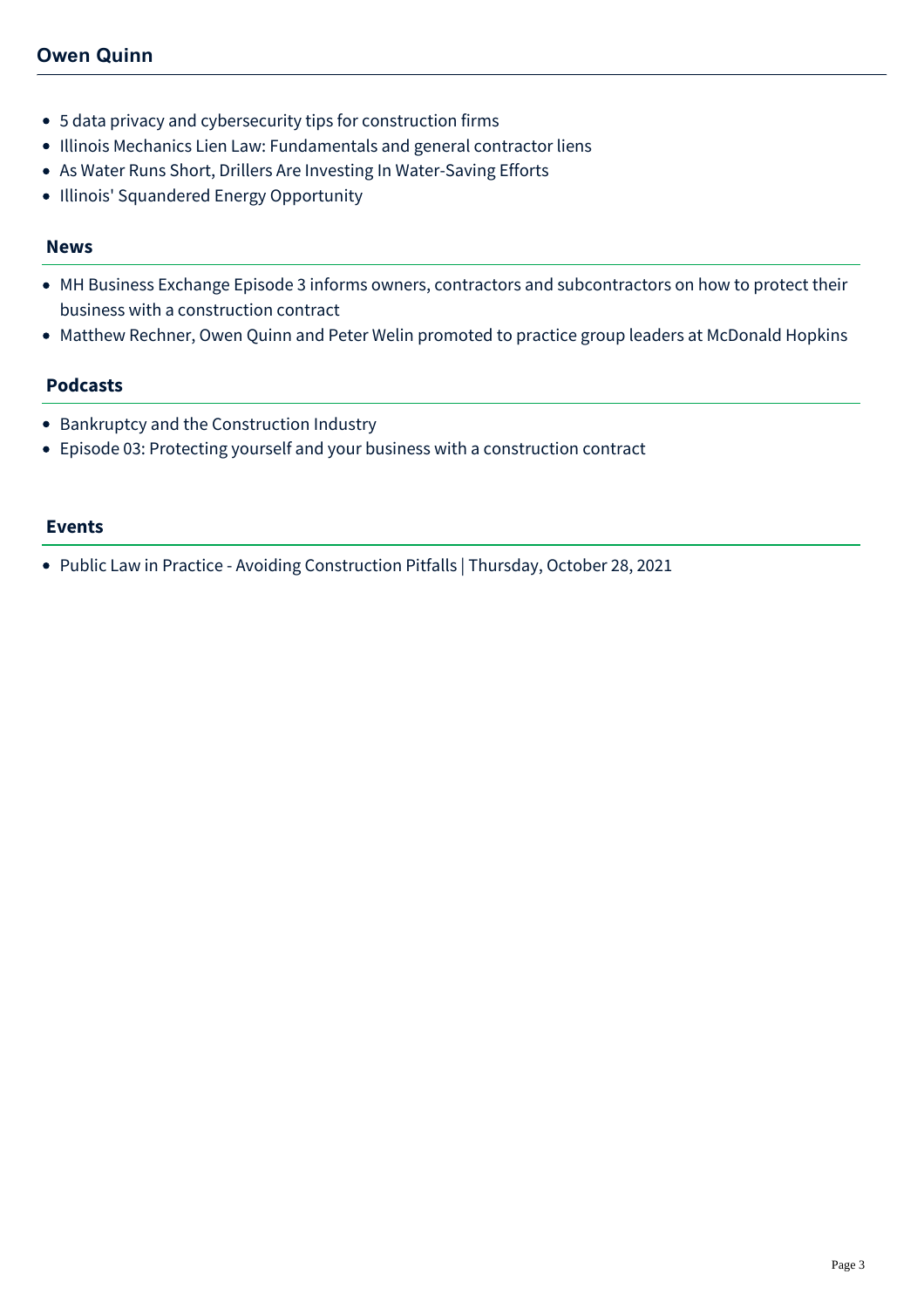- 5 data privacy and cybersecurity tips for construction firms
- Illinois Mechanics Lien Law: Fundamentals and general contractor liens
- As Water Runs Short, Drillers Are Investing In Water-Saving Efforts
- Illinois' Squandered Energy Opportunity

## News

- MH Business Exchange Episode 3 informs owners, contractors and subcontractors on how to protect their business with a construction contract
- Matthew Rechner, Owen Quinn and Peter Welin promoted to practice group leaders at McDonald Hopkins

## Podcasts

- Bankruptcy and the Construction Industry
- Episode 03: Protecting yourself and your business with a construction contract

## Events

- Public Law in Practice - Avoiding Construction Pitfalls | Thursday, October 28, 2021